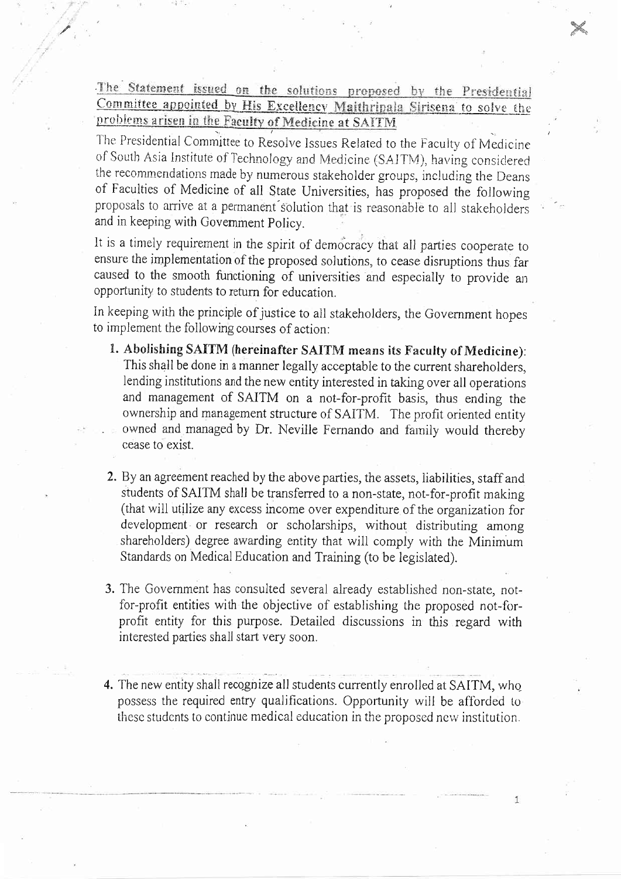## The Statement issued on the solutions proposed by the Presidential Committee appointed by His Excellency Maithripala Sirisena to solve the problems arisen in the Faculty of Medicine at SAITM

The Presidential Committee to Resolve Issues Related to the Faculty of Medicine of South Asia Institute of Technology and Medicine (SAITM), having considered the recommendations made by numerous stakeholder groups, including the Deans of Faculties of Medicine of all State Universities, has proposed the following proposals to arrive at a permanent solution that is reasonable to all stakeholders and in keeping with Government Policy.

It is a timely requirement in the spirit of democracy that all parties cooperate to ensure the implementation of the proposed solutions, to cease disruptions thus far caused to the smooth functioning of universities and especially to provide an opportunity to students to return for education.

In keeping with the principle of justice to all stakeholders, the Government hopes to implement the following courses of action:

1. **Abolishing SAITM (hereinafter SAITM means its Faculty of Medicine)**: This shall be done in a manner legally acceptable to the current shareholders, lending institutions and the new entity interested in taking over all operations and management of SAITM on a not-for-profit basis, thus ending the ownership and management structure of SAITM. The profit oriented entity owned and managed by Dr. Neville Fernando and family would thereby cease to exist.

2. By an agreement reached by the above parties, the assets, liabilities, staff and students of SAITM shall be transferred to a non-state, not-for-profit making (that will utilize any excess income over expenditure of the organization for development or research or scholarships, without distributing among shareholders) degree awarding entity that will comply with the Minimum Standards on Medical Education and Training (to be legislated).

3. The Government has consulted several already established non-state, not-for-profit entities with the objective of establishing the proposed not-for-profit entity for this purpose. Detailed discussions in this regard with interested parties shall start very soon.

4. The new entity shall recognize all students currently enrolled at SAITM, who possess the required entry qualifications. Opportunity will be afforded to these students to continue medical education in the proposed new institution.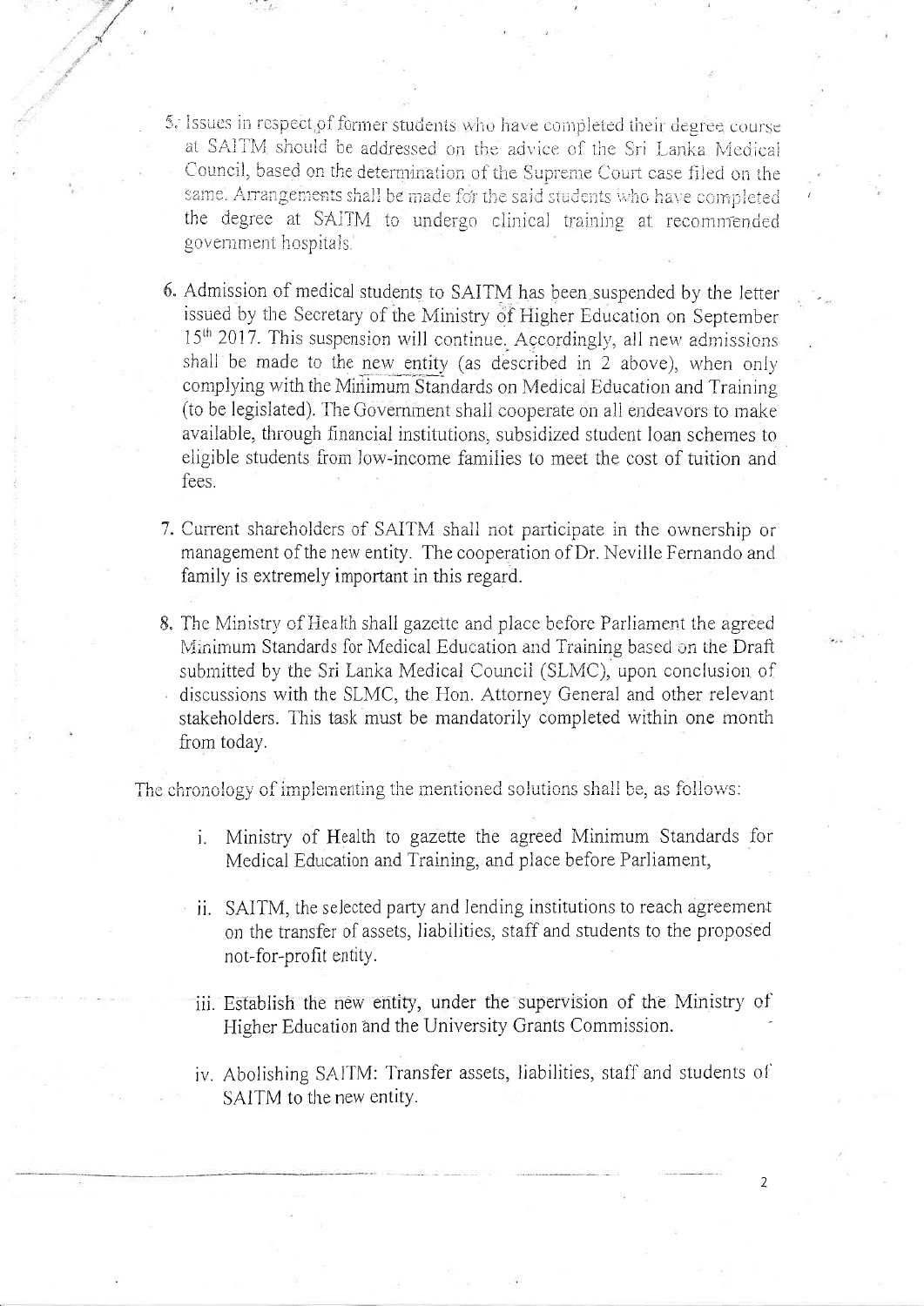5. Issues in respect of former students who have completed their degree course at SAITM should be addressed on the advice of the Sri Lanka Medical Council, based on the determination of the Supreme Court case filed on the same. Arrangements shall be made for the said students who have completed the degree at SAITM to undergo clinical training at recommended government hospitals.

6. Admission of medical students to SAITM has been suspended by the letter issued by the Secretary of the Ministry of Higher Education on September 15th 2017. This suspension will continue. Accordingly, all new admissions shall be made to the new entity (as described in 2 above), when only complying with the Minimum Standards on Medical Education and Training (to be legislated). The Government shall cooperate on all endeavors to make available, through financial institutions, subsidized student loan schemes to eligible students from low-income families to meet the cost of tuition and fees.

7. Current shareholders of SAITM shall not participate in the ownership or management of the new entity. The cooperation of Dr. Neville Fernando and family is extremely important in this regard.

8. The Ministry of Health shall gazette and place before Parliament the agreed Minimum Standards for Medical Education and Training based on the Draft submitted by the Sri Lanka Medical Council (SLMC), upon conclusion of discussions with the SLMC, the Hon. Attorney General and other relevant stakeholders. This task must be mandatorily completed within one month from today.

The chronology of implementing the mentioned solutions shall be, as follows:

i. Ministry of Health to gazette the agreed Minimum Standards for Medical Education and Training, and place before Parliament,

ii. SAITM, the selected party and lending institutions to reach agreement on the transfer of assets, liabilities, staff and students to the proposed not-for-profit entity.

iii. Establish the new entity, under the supervision of the Ministry of Higher Education and the University Grants Commission.

iv. Abolishing SAITM: Transfer assets, liabilities, staff and students of SAITM to the new entity.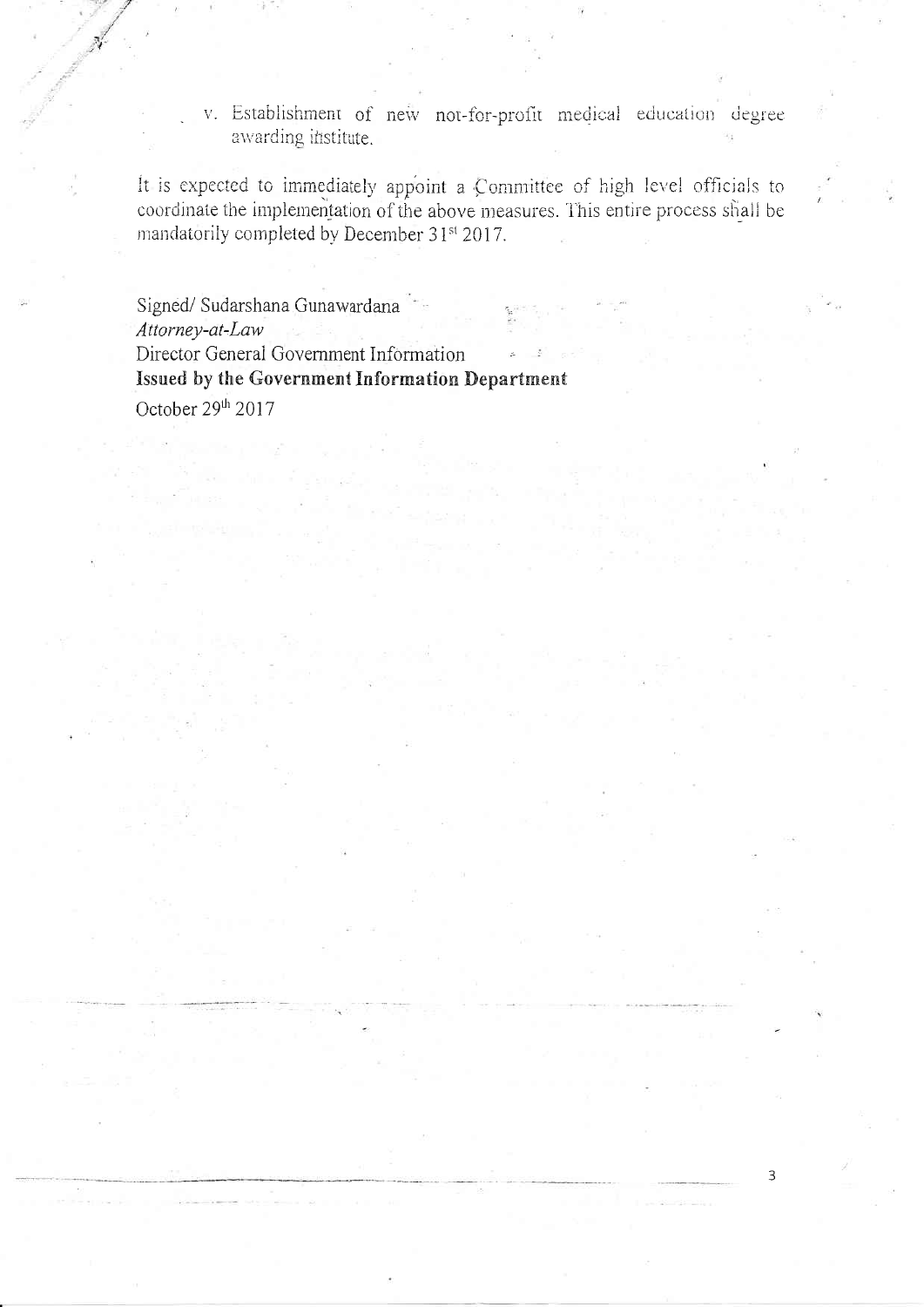v. Establishment of new not-for-profit medical education degree awarding institute.

It is expected to immediately appoint a Committee of high level officials to coordinate the implementation of the above measures. This entire process shall be mandatorily completed by December 31st 2017.

Signed/ Sudarshana Gunawardana
*Attorney-at-Law*
Director General Government Information
**Issued by the Government Information Department**
October 29th 2017